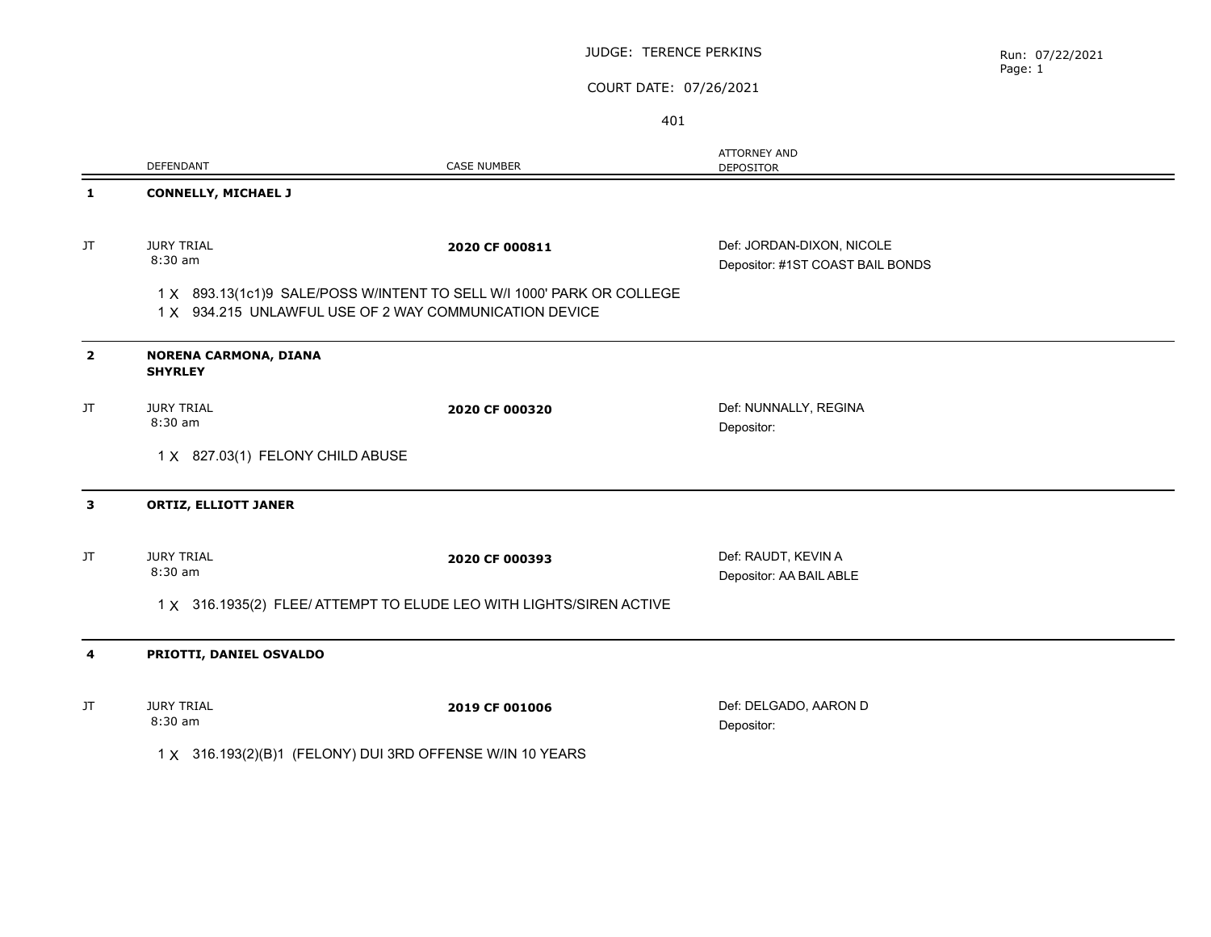JUDGE: TERENCE PERKINS

Run: 07/22/2021

COURT DATE: 07/26/2021

401

| | DEFENDANT | CASE NUMBER | ATTORNEY AND DEPOSITOR |
|---|---|---|---|
| **1** | **CONNELLY, MICHAEL J** | | |
| JT | JURY TRIAL 8:30 am | **2020 CF 000811** | Def: JORDAN-DIXON, NICOLE<br>Depositor: #1ST COAST BAIL BONDS |
| | 1 X 893.13(1c1)9 SALE/POSS W/INTENT TO SELL W/I 1000' PARK OR COLLEGE<br>1 X 934.215 UNLAWFUL USE OF 2 WAY COMMUNICATION DEVICE | | |
| **2** | **NORENA CARMONA, DIANA SHYRLEY** | | |
| JT | JURY TRIAL 8:30 am | **2020 CF 000320** | Def: NUNNALLY, REGINA<br>Depositor: |
| | 1 X 827.03(1) FELONY CHILD ABUSE | | |
| **3** | **ORTIZ, ELLIOTT JANER** | | |
| JT | JURY TRIAL 8:30 am | **2020 CF 000393** | Def: RAUDT, KEVIN A<br>Depositor: AA BAIL ABLE |
| | 1 X 316.1935(2) FLEE/ ATTEMPT TO ELUDE LEO WITH LIGHTS/SIREN ACTIVE | | |
| **4** | **PRIOTTI, DANIEL OSVALDO** | | |
| JT | JURY TRIAL 8:30 am | **2019 CF 001006** | Def: DELGADO, AARON D<br>Depositor: |
| | 1 X 316.193(2)(B)1 (FELONY) DUI 3RD OFFENSE W/IN 10 YEARS | | |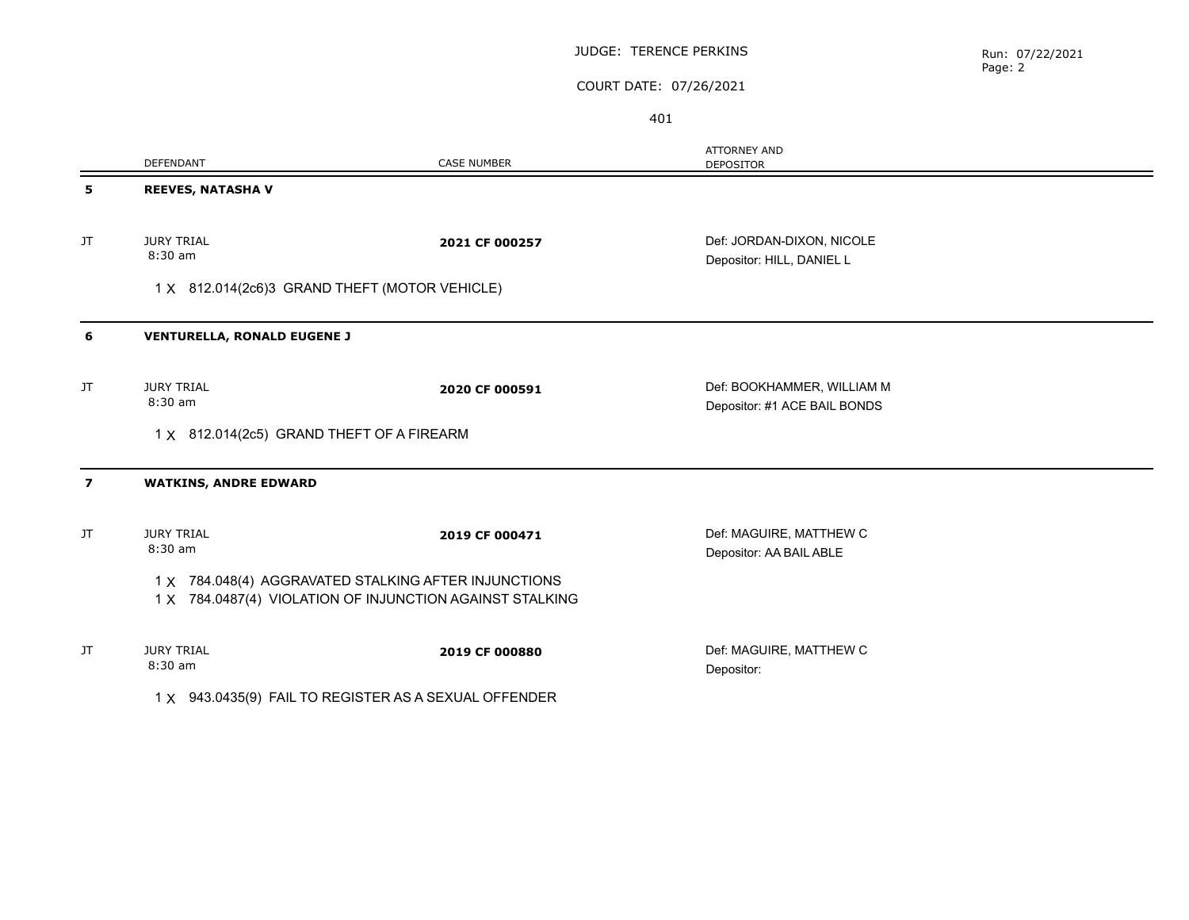JUDGE: TERENCE PERKINS

COURT DATE: 07/26/2021

401

Run: 07/22/2021

| | DEFENDANT | CASE NUMBER | ATTORNEY AND DEPOSITOR |
|---|---|---|---|
| **5** | **REEVES, NATASHA V** | | |
| JT | JURY TRIAL 8:30 am | **2021 CF 000257** | Def: JORDAN-DIXON, NICOLE<br>Depositor: HILL, DANIEL L |
| | 1 X 812.014(2c6)3 GRAND THEFT (MOTOR VEHICLE) | | |
| **6** | **VENTURELLA, RONALD EUGENE J** | | |
| JT | JURY TRIAL 8:30 am | **2020 CF 000591** | Def: BOOKHAMMER, WILLIAM M<br>Depositor: #1 ACE BAIL BONDS |
| | 1 X 812.014(2c5) GRAND THEFT OF A FIREARM | | |
| **7** | **WATKINS, ANDRE EDWARD** | | |
| JT | JURY TRIAL 8:30 am | **2019 CF 000471** | Def: MAGUIRE, MATTHEW C<br>Depositor: AA BAIL ABLE |
| | 1 X 784.048(4) AGGRAVATED STALKING AFTER INJUNCTIONS<br>1 X 784.0487(4) VIOLATION OF INJUNCTION AGAINST STALKING | | |
| JT | JURY TRIAL 8:30 am | **2019 CF 000880** | Def: MAGUIRE, MATTHEW C<br>Depositor: |
| | 1 X 943.0435(9) FAIL TO REGISTER AS A SEXUAL OFFENDER | | |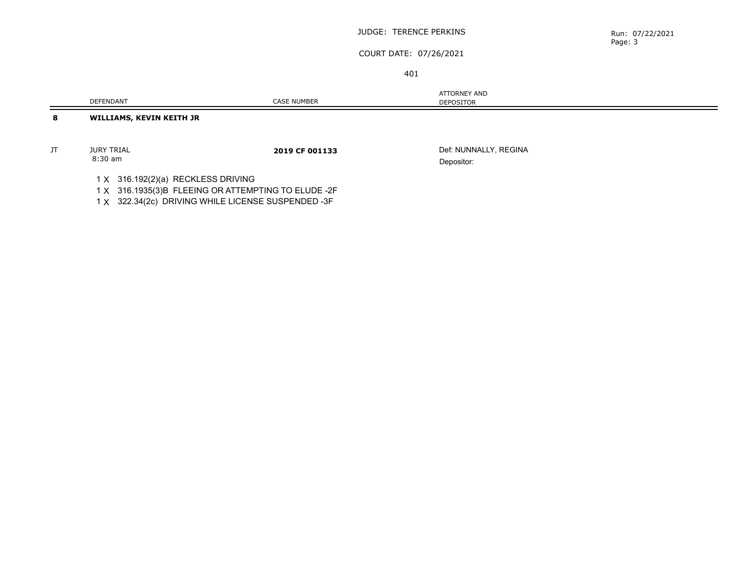JUDGE: TERENCE PERKINS

COURT DATE: 07/26/2021

401

| | DEFENDANT | CASE NUMBER | ATTORNEY AND DEPOSITOR |
|---|---|---|---|
| **8** | **WILLIAMS, KEVIN KEITH JR** | | |
| JT | JURY TRIAL 8:30 am | **2019 CF 001133** | Def: NUNNALLY, REGINA<br>Depositor: |

1 X 316.192(2)(a) RECKLESS DRIVING
1 X 316.1935(3)B FLEEING OR ATTEMPTING TO ELUDE -2F
1 X 322.34(2c) DRIVING WHILE LICENSE SUSPENDED -3F